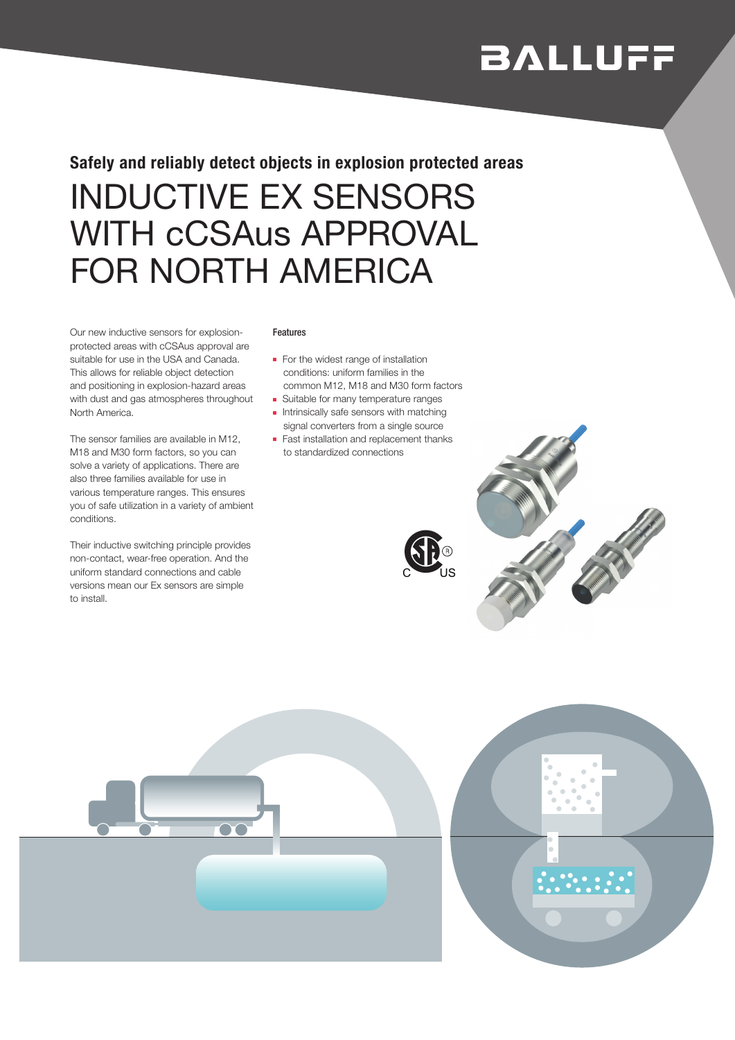**Safely and reliably detect objects in explosion protected areas**

# INDUCTIVE EX SENSORS WITH cCSAus APPROVAL FOR NORTH AMERICA

Our new inductive sensors for explosion-protected areas with cCSAus approval are suitable for use in the USA and Canada. This allows for reliable object detection and positioning in explosion-hazard areas with dust and gas atmospheres throughout North America.

The sensor families are available in M12, M18 and M30 form factors, so you can solve a variety of applications. There are also three families available for use in various temperature ranges. This ensures you of safe utilization in a variety of ambient conditions.

Their inductive switching principle provides non-contact, wear-free operation. And the uniform standard connections and cable versions mean our Ex sensors are simple to install.

#### Features

- For the widest range of installation conditions: uniform families in the common M12, M18 and M30 form factors
- Suitable for many temperature ranges
- Intrinsically safe sensors with matching signal converters from a single source
- Fast installation and replacement thanks to standardized connections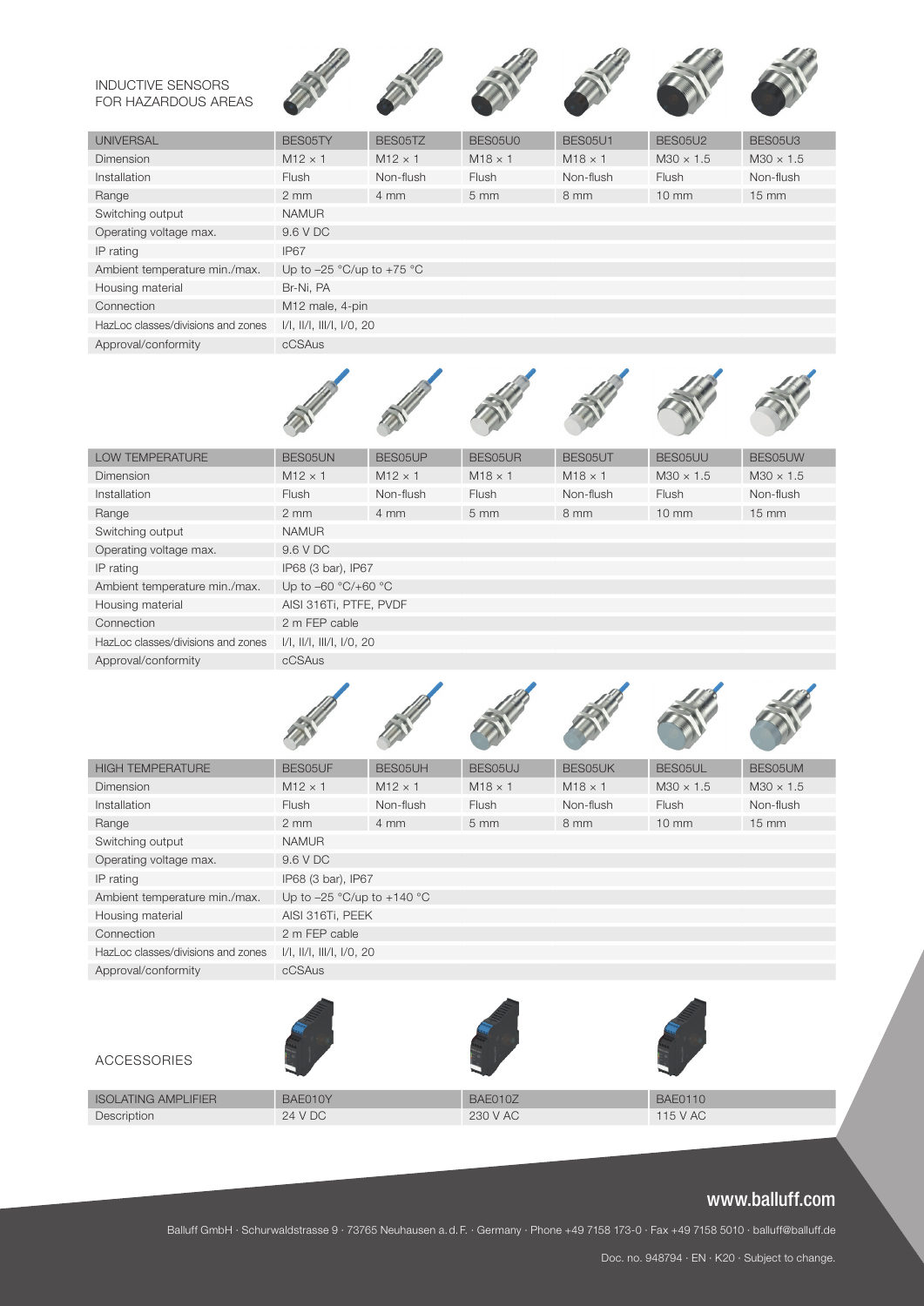## INDUCTIVE SENSORS FOR HAZARDOUS AREAS

| UNIVERSAL | BES05TY | BES05TZ | BES05U0 | BES05U1 | BES05U2 | BES05U3 |
|---|---|---|---|---|---|---|
| Dimension | M12 × 1 | M12 × 1 | M18 × 1 | M18 × 1 | M30 × 1.5 | M30 × 1.5 |
| Installation | Flush | Non-flush | Flush | Non-flush | Flush | Non-flush |
| Range | 2 mm | 4 mm | 5 mm | 8 mm | 10 mm | 15 mm |
| Switching output | NAMUR | | | | | |
| Operating voltage max. | 9.6 V DC | | | | | |
| IP rating | IP67 | | | | | |
| Ambient temperature min./max. | Up to –25 °C/up to +75 °C | | | | | |
| Housing material | Br-Ni, PA | | | | | |
| Connection | M12 male, 4-pin | | | | | |
| HazLoc classes/divisions and zones | I/I, II/I, III/I, I/0, 20 | | | | | |
| Approval/conformity | cCSAus | | | | | |

| LOW TEMPERATURE | BES05UN | BES05UP | BES05UR | BES05UT | BES05UU | BES05UW |
|---|---|---|---|---|---|---|
| Dimension | M12 × 1 | M12 × 1 | M18 × 1 | M18 × 1 | M30 × 1.5 | M30 × 1.5 |
| Installation | Flush | Non-flush | Flush | Non-flush | Flush | Non-flush |
| Range | 2 mm | 4 mm | 5 mm | 8 mm | 10 mm | 15 mm |
| Switching output | NAMUR | | | | | |
| Operating voltage max. | 9.6 V DC | | | | | |
| IP rating | IP68 (3 bar), IP67 | | | | | |
| Ambient temperature min./max. | Up to –60 °C/+60 °C | | | | | |
| Housing material | AISI 316Ti, PTFE, PVDF | | | | | |
| Connection | 2 m FEP cable | | | | | |
| HazLoc classes/divisions and zones | I/I, II/I, III/I, I/0, 20 | | | | | |
| Approval/conformity | cCSAus | | | | | |

| HIGH TEMPERATURE | BES05UF | BES05UH | BES05UJ | BES05UK | BES05UL | BES05UM |
|---|---|---|---|---|---|---|
| Dimension | M12 × 1 | M12 × 1 | M18 × 1 | M18 × 1 | M30 × 1.5 | M30 × 1.5 |
| Installation | Flush | Non-flush | Flush | Non-flush | Flush | Non-flush |
| Range | 2 mm | 4 mm | 5 mm | 8 mm | 10 mm | 15 mm |
| Switching output | NAMUR | | | | | |
| Operating voltage max. | 9.6 V DC | | | | | |
| IP rating | IP68 (3 bar), IP67 | | | | | |
| Ambient temperature min./max. | Up to –25 °C/up to +140 °C | | | | | |
| Housing material | AISI 316Ti, PEEK | | | | | |
| Connection | 2 m FEP cable | | | | | |
| HazLoc classes/divisions and zones | I/I, II/I, III/I, I/0, 20 | | | | | |
| Approval/conformity | cCSAus | | | | | |

## ACCESSORIES

| ISOLATING AMPLIFIER | BAE010Y | BAE010Z | BAE0110 |
|---|---|---|---|
| Description | 24 V DC | 230 V AC | 115 V AC |

**www.balluff.com**

Balluff GmbH · Schurwaldstrasse 9 · 73765 Neuhausen a. d. F. · Germany · Phone +49 7158 173-0 · Fax +49 7158 5010 · balluff@balluff.de

Doc. no. 948794 · EN · K20 · Subject to change.